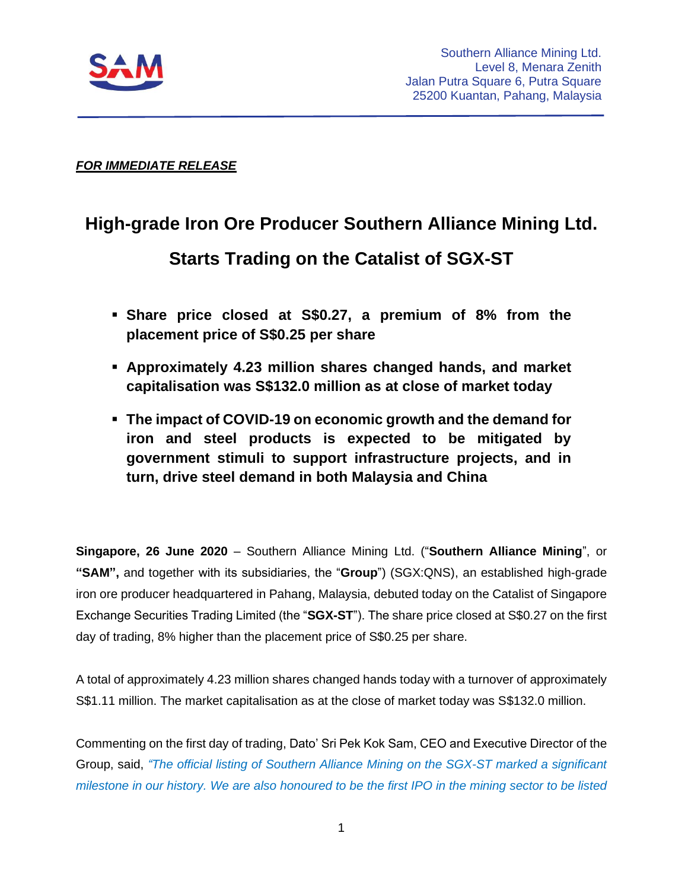Southern Alliance Mining Ltd.
Level 8, Menara Zenith
Jalan Putra Square 6, Putra Square
25200 Kuantan, Pahang, Malaysia

***FOR IMMEDIATE RELEASE***

# High-grade Iron Ore Producer Southern Alliance Mining Ltd. Starts Trading on the Catalist of SGX-ST

- **Share price closed at S$0.27, a premium of 8% from the placement price of S$0.25 per share**
- **Approximately 4.23 million shares changed hands, and market capitalisation was S$132.0 million as at close of market today**
- **The impact of COVID-19 on economic growth and the demand for iron and steel products is expected to be mitigated by government stimuli to support infrastructure projects, and in turn, drive steel demand in both Malaysia and China**

**Singapore, 26 June 2020** – Southern Alliance Mining Ltd. ("**Southern Alliance Mining**", or **"SAM",** and together with its subsidiaries, the "**Group**") (SGX:QNS), an established high-grade iron ore producer headquartered in Pahang, Malaysia, debuted today on the Catalist of Singapore Exchange Securities Trading Limited (the "**SGX-ST**"). The share price closed at S$0.27 on the first day of trading, 8% higher than the placement price of S$0.25 per share.

A total of approximately 4.23 million shares changed hands today with a turnover of approximately S$1.11 million. The market capitalisation as at the close of market today was S$132.0 million.

Commenting on the first day of trading, Dato' Sri Pek Kok Sam, CEO and Executive Director of the Group, said, *"The official listing of Southern Alliance Mining on the SGX-ST marked a significant milestone in our history. We are also honoured to be the first IPO in the mining sector to be listed*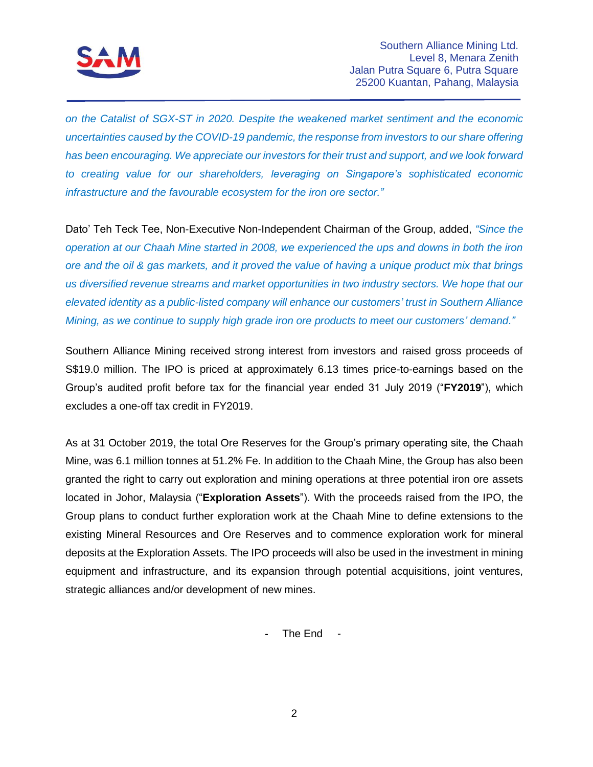*on the Catalist of SGX-ST in 2020. Despite the weakened market sentiment and the economic uncertainties caused by the COVID-19 pandemic, the response from investors to our share offering has been encouraging. We appreciate our investors for their trust and support, and we look forward to creating value for our shareholders, leveraging on Singapore's sophisticated economic infrastructure and the favourable ecosystem for the iron ore sector."*

Dato' Teh Teck Tee, Non-Executive Non-Independent Chairman of the Group, added, *"Since the operation at our Chaah Mine started in 2008, we experienced the ups and downs in both the iron ore and the oil & gas markets, and it proved the value of having a unique product mix that brings us diversified revenue streams and market opportunities in two industry sectors. We hope that our elevated identity as a public-listed company will enhance our customers' trust in Southern Alliance Mining, as we continue to supply high grade iron ore products to meet our customers' demand."*

Southern Alliance Mining received strong interest from investors and raised gross proceeds of S$19.0 million. The IPO is priced at approximately 6.13 times price-to-earnings based on the Group's audited profit before tax for the financial year ended 31 July 2019 ("**FY2019**"), which excludes a one-off tax credit in FY2019.

As at 31 October 2019, the total Ore Reserves for the Group's primary operating site, the Chaah Mine, was 6.1 million tonnes at 51.2% Fe. In addition to the Chaah Mine, the Group has also been granted the right to carry out exploration and mining operations at three potential iron ore assets located in Johor, Malaysia ("**Exploration Assets**"). With the proceeds raised from the IPO, the Group plans to conduct further exploration work at the Chaah Mine to define extensions to the existing Mineral Resources and Ore Reserves and to commence exploration work for mineral deposits at the Exploration Assets. The IPO proceeds will also be used in the investment in mining equipment and infrastructure, and its expansion through potential acquisitions, joint ventures, strategic alliances and/or development of new mines.

\- The End -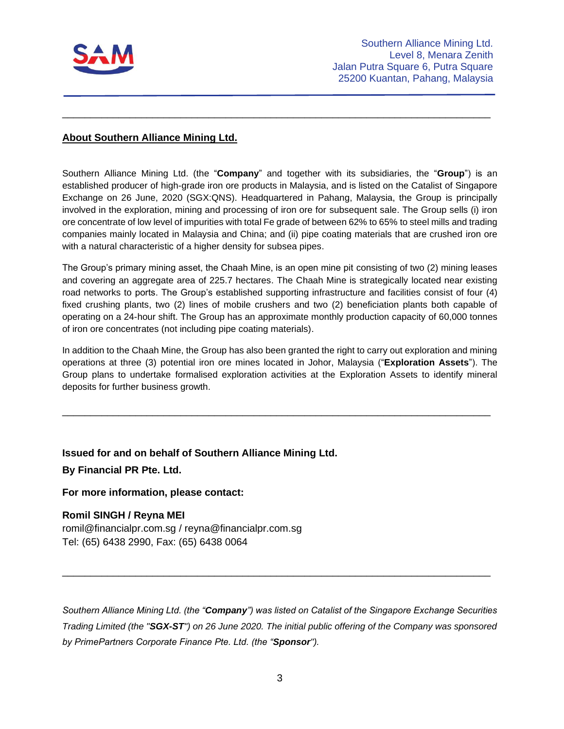## About Southern Alliance Mining Ltd.

Southern Alliance Mining Ltd. (the "**Company**" and together with its subsidiaries, the "**Group**") is an established producer of high-grade iron ore products in Malaysia, and is listed on the Catalist of Singapore Exchange on 26 June, 2020 (SGX:QNS). Headquartered in Pahang, Malaysia, the Group is principally involved in the exploration, mining and processing of iron ore for subsequent sale. The Group sells (i) iron ore concentrate of low level of impurities with total Fe grade of between 62% to 65% to steel mills and trading companies mainly located in Malaysia and China; and (ii) pipe coating materials that are crushed iron ore with a natural characteristic of a higher density for subsea pipes.

The Group's primary mining asset, the Chaah Mine, is an open mine pit consisting of two (2) mining leases and covering an aggregate area of 225.7 hectares. The Chaah Mine is strategically located near existing road networks to ports. The Group's established supporting infrastructure and facilities consist of four (4) fixed crushing plants, two (2) lines of mobile crushers and two (2) beneficiation plants both capable of operating on a 24-hour shift. The Group has an approximate monthly production capacity of 60,000 tonnes of iron ore concentrates (not including pipe coating materials).

In addition to the Chaah Mine, the Group has also been granted the right to carry out exploration and mining operations at three (3) potential iron ore mines located in Johor, Malaysia ("**Exploration Assets**"). The Group plans to undertake formalised exploration activities at the Exploration Assets to identify mineral deposits for further business growth.

---

**Issued for and on behalf of Southern Alliance Mining Ltd.**

**By Financial PR Pte. Ltd.**

**For more information, please contact:**

**Romil SINGH / Reyna MEI**
romil@financialpr.com.sg / reyna@financialpr.com.sg
Tel: (65) 6438 2990, Fax: (65) 6438 0064

---

*Southern Alliance Mining Ltd. (the "**Company**") was listed on Catalist of the Singapore Exchange Securities Trading Limited (the "**SGX-ST**") on 26 June 2020. The initial public offering of the Company was sponsored by PrimePartners Corporate Finance Pte. Ltd. (the "**Sponsor**").*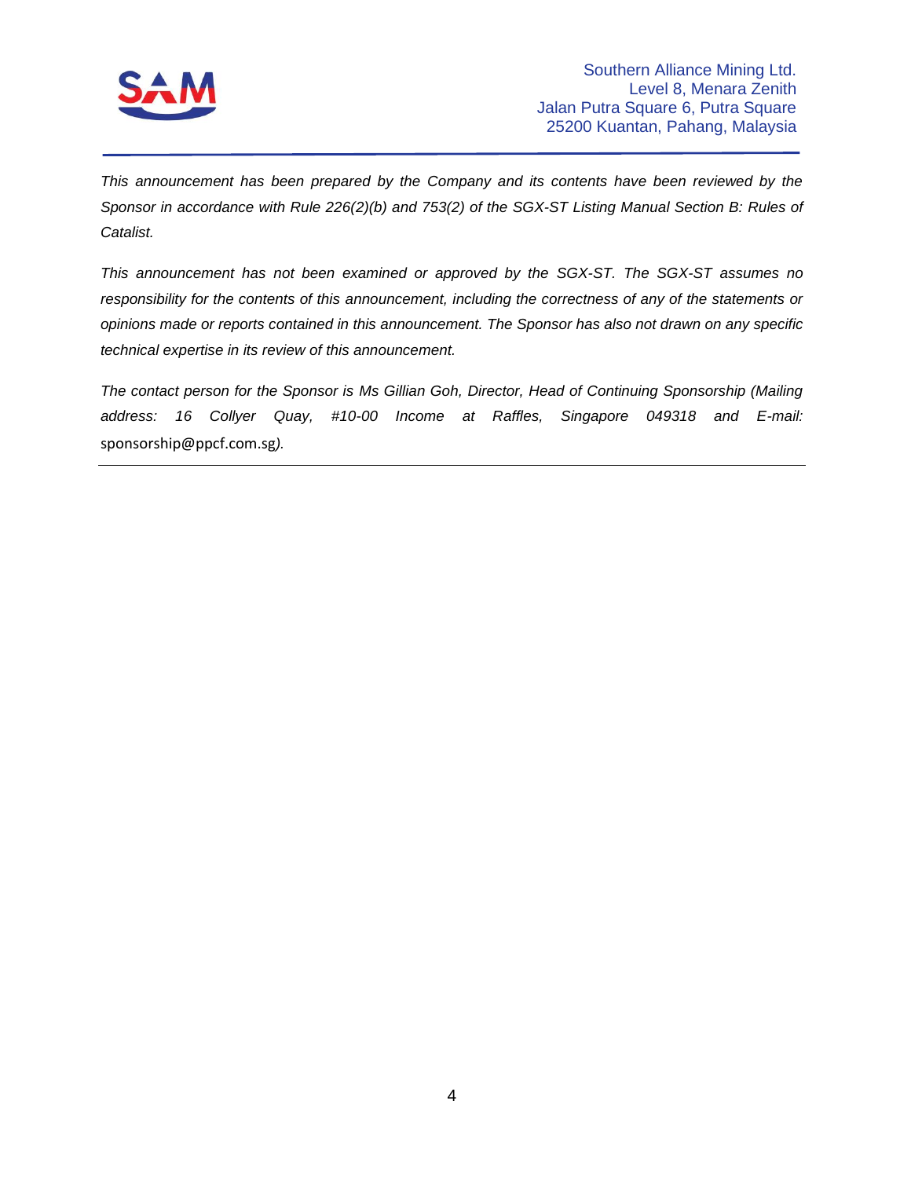Southern Alliance Mining Ltd.
Level 8, Menara Zenith
Jalan Putra Square 6, Putra Square
25200 Kuantan, Pahang, Malaysia

---

*This announcement has been prepared by the Company and its contents have been reviewed by the Sponsor in accordance with Rule 226(2)(b) and 753(2) of the SGX-ST Listing Manual Section B: Rules of Catalist.*

*This announcement has not been examined or approved by the SGX-ST. The SGX-ST assumes no responsibility for the contents of this announcement, including the correctness of any of the statements or opinions made or reports contained in this announcement. The Sponsor has also not drawn on any specific technical expertise in its review of this announcement.*

*The contact person for the Sponsor is Ms Gillian Goh, Director, Head of Continuing Sponsorship (Mailing address: 16 Collyer Quay, #10-00 Income at Raffles, Singapore 049318 and E-mail:* sponsorship@ppcf.com.sg*).*

---